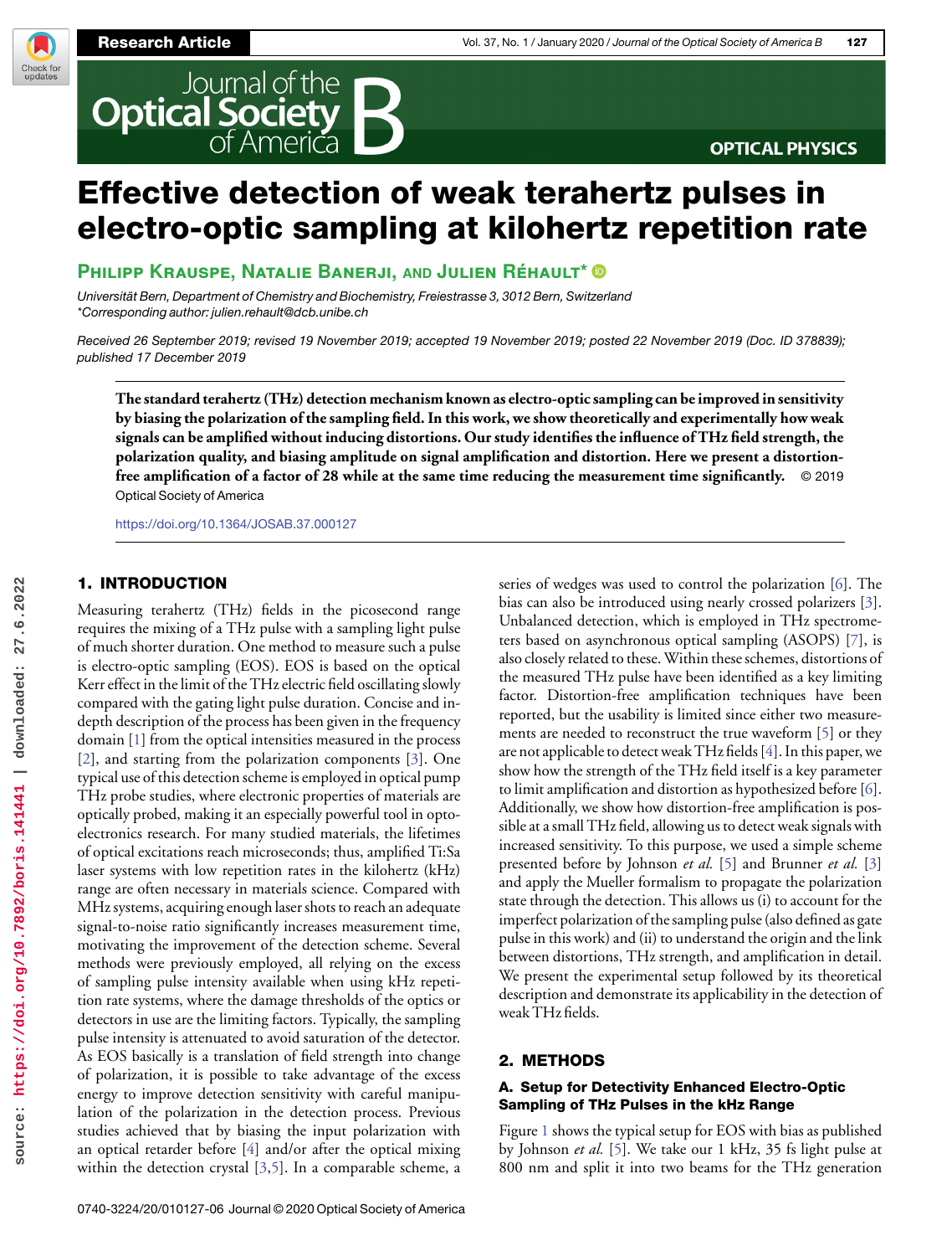# Effective detection of weak terahertz pulses in electro-optic sampling at kilohertz repetition rate

**Philipp Krauspe, Natalie Banerji, and Julien Réhault***

*Universität Bern, Department of Chemistry and Biochemistry, Freiestrasse 3, 3012 Bern, Switzerland*
*\*Corresponding author: julien.rehault@dcb.unibe.ch*

*Received 26 September 2019; revised 19 November 2019; accepted 19 November 2019; posted 22 November 2019 (Doc. ID 378839); published 17 December 2019*

**The standard terahertz (THz) detection mechanism known as electro-optic sampling can be improved in sensitivity by biasing the polarization of the sampling field. In this work, we show theoretically and experimentally how weak signals can be amplified without inducing distortions. Our study identifies the influence of THz field strength, the polarization quality, and biasing amplitude on signal amplification and distortion. Here we present a distortion-free amplification of a factor of 28 while at the same time reducing the measurement time significantly.** © 2019 Optical Society of America

https://doi.org/10.1364/JOSAB.37.000127

## 1. INTRODUCTION

Measuring terahertz (THz) fields in the picosecond range requires the mixing of a THz pulse with a sampling light pulse of much shorter duration. One method to measure such a pulse is electro-optic sampling (EOS). EOS is based on the optical Kerr effect in the limit of the THz electric field oscillating slowly compared with the gating light pulse duration. Concise and in-depth description of the process has been given in the frequency domain [1] from the optical intensities measured in the process [2], and starting from the polarization components [3]. One typical use of this detection scheme is employed in optical pump THz probe studies, where electronic properties of materials are optically probed, making it an especially powerful tool in opto-electronics research. For many studied materials, the lifetimes of optical excitations reach microseconds; thus, amplified Ti:Sa laser systems with low repetition rates in the kilohertz (kHz) range are often necessary in materials science. Compared with MHz systems, acquiring enough laser shots to reach an adequate signal-to-noise ratio significantly increases measurement time, motivating the improvement of the detection scheme. Several methods were previously employed, all relying on the excess of sampling pulse intensity available when using kHz repetition rate systems, where the damage thresholds of the optics or detectors in use are the limiting factors. Typically, the sampling pulse intensity is attenuated to avoid saturation of the detector. As EOS basically is a translation of field strength into change of polarization, it is possible to take advantage of the excess energy to improve detection sensitivity with careful manipulation of the polarization in the detection process. Previous studies achieved that by biasing the input polarization with an optical retarder before [4] and/or after the optical mixing within the detection crystal [3,5]. In a comparable scheme, a series of wedges was used to control the polarization [6]. The bias can also be introduced using nearly crossed polarizers [3]. Unbalanced detection, which is employed in THz spectrometers based on asynchronous optical sampling (ASOPS) [7], is also closely related to these. Within these schemes, distortions of the measured THz pulse have been identified as a key limiting factor. Distortion-free amplification techniques have been reported, but the usability is limited since either two measurements are needed to reconstruct the true waveform [5] or they are not applicable to detect weak THz fields [4]. In this paper, we show how the strength of the THz field itself is a key parameter to limit amplification and distortion as hypothesized before [6]. Additionally, we show how distortion-free amplification is possible at a small THz field, allowing us to detect weak signals with increased sensitivity. To this purpose, we used a simple scheme presented before by Johnson *et al.* [5] and Brunner *et al.* [3] and apply the Mueller formalism to propagate the polarization state through the detection. This allows us (i) to account for the imperfect polarization of the sampling pulse (also defined as gate pulse in this work) and (ii) to understand the origin and the link between distortions, THz strength, and amplification in detail. We present the experimental setup followed by its theoretical description and demonstrate its applicability in the detection of weak THz fields.

## 2. METHODS

### A. Setup for Detectivity Enhanced Electro-Optic Sampling of THz Pulses in the kHz Range

Figure 1 shows the typical setup for EOS with bias as published by Johnson *et al.* [5]. We take our 1 kHz, 35 fs light pulse at 800 nm and split it into two beams for the THz generation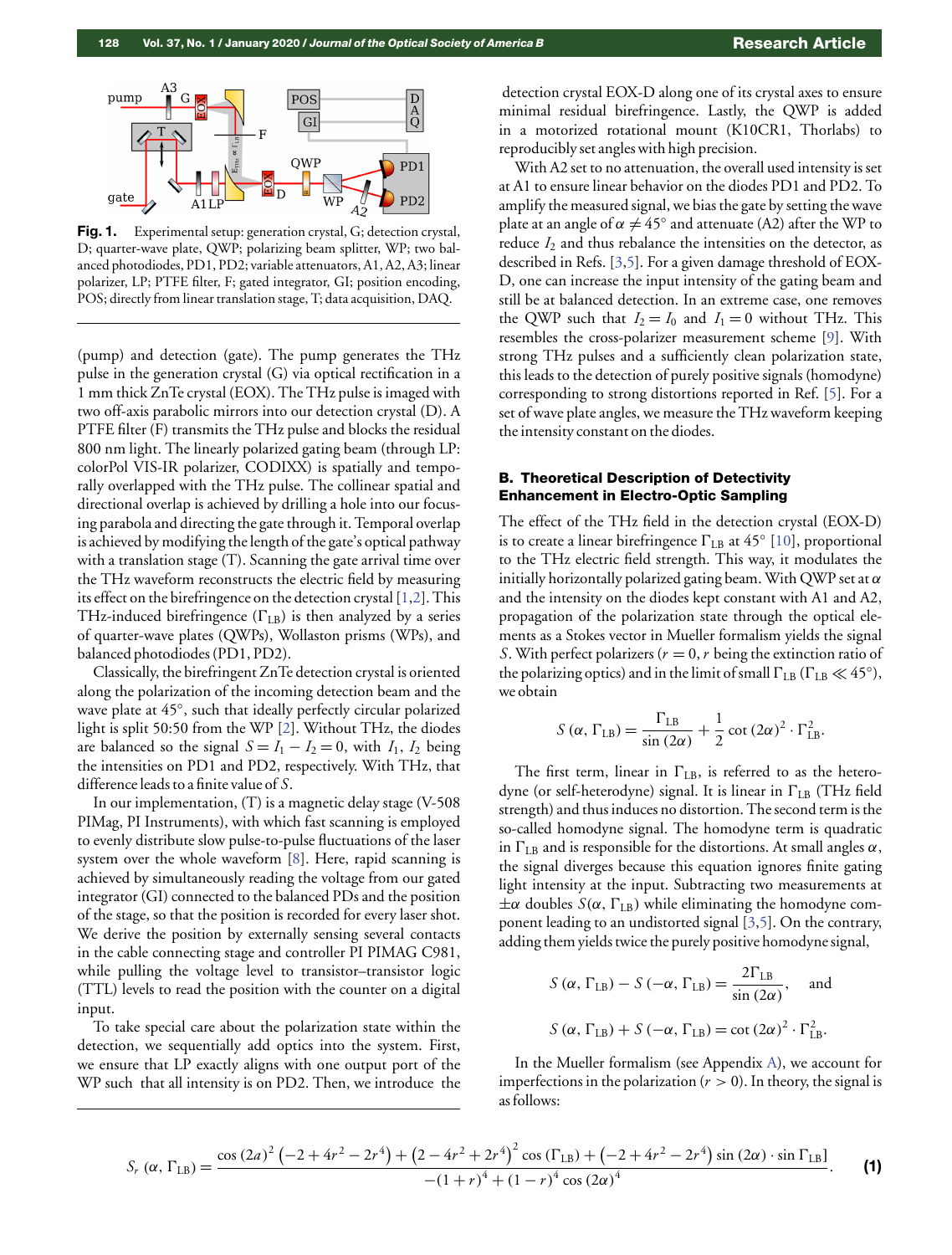**Fig. 1.** Experimental setup: generation crystal, G; detection crystal, D; quarter-wave plate, QWP; polarizing beam splitter, WP; two balanced photodiodes, PD1, PD2; variable attenuators, A1, A2, A3; linear polarizer, LP; PTFE filter, F; gated integrator, GI; position encoding, POS; directly from linear translation stage, T; data acquisition, DAQ.

(pump) and detection (gate). The pump generates the THz pulse in the generation crystal (G) via optical rectification in a 1 mm thick ZnTe crystal (EOX). The THz pulse is imaged with two off-axis parabolic mirrors into our detection crystal (D). A PTFE filter (F) transmits the THz pulse and blocks the residual 800 nm light. The linearly polarized gating beam (through LP: colorPol VIS-IR polarizer, CODIXX) is spatially and temporally overlapped with the THz pulse. The collinear spatial and directional overlap is achieved by drilling a hole into our focusing parabola and directing the gate through it. Temporal overlap is achieved by modifying the length of the gate's optical pathway with a translation stage (T). Scanning the gate arrival time over the THz waveform reconstructs the electric field by measuring its effect on the birefringence on the detection crystal [1,2]. This THz-induced birefringence ($\Gamma_{\mathrm{LB}}$) is then analyzed by a series of quarter-wave plates (QWPs), Wollaston prisms (WPs), and balanced photodiodes (PD1, PD2).

Classically, the birefringent ZnTe detection crystal is oriented along the polarization of the incoming detection beam and the wave plate at 45°, such that ideally perfectly circular polarized light is split 50:50 from the WP [2]. Without THz, the diodes are balanced so the signal $S = I_1 - I_2 = 0$, with $I_1$, $I_2$ being the intensities on PD1 and PD2, respectively. With THz, that difference leads to a finite value of $S$.

In our implementation, (T) is a magnetic delay stage (V-508 PIMag, PI Instruments), with which fast scanning is employed to evenly distribute slow pulse-to-pulse fluctuations of the laser system over the whole waveform [8]. Here, rapid scanning is achieved by simultaneously reading the voltage from our gated integrator (GI) connected to the balanced PDs and the position of the stage, so that the position is recorded for every laser shot. We derive the position by externally sensing several contacts in the cable connecting stage and controller PI PIMAG C981, while pulling the voltage level to transistor–transistor logic (TTL) levels to read the position with the counter on a digital input.

To take special care about the polarization state within the detection, we sequentially add optics into the system. First, we ensure that LP exactly aligns with one output port of the WP such that all intensity is on PD2. Then, we introduce the detection crystal EOX-D along one of its crystal axes to ensure minimal residual birefringence. Lastly, the QWP is added in a motorized rotational mount (K10CR1, Thorlabs) to reproducibly set angles with high precision.

With A2 set to no attenuation, the overall used intensity is set at A1 to ensure linear behavior on the diodes PD1 and PD2. To amplify the measured signal, we bias the gate by setting the wave plate at an angle of $\alpha \neq 45°$ and attenuate (A2) after the WP to reduce $I_2$ and thus rebalance the intensities on the detector, as described in Refs. [3,5]. For a given damage threshold of EOX-D, one can increase the input intensity of the gating beam and still be at balanced detection. In an extreme case, one removes the QWP such that $I_2 = I_0$ and $I_1 = 0$ without THz. This resembles the cross-polarizer measurement scheme [9]. With strong THz pulses and a sufficiently clean polarization state, this leads to the detection of purely positive signals (homodyne) corresponding to strong distortions reported in Ref. [5]. For a set of wave plate angles, we measure the THz waveform keeping the intensity constant on the diodes.

### B. Theoretical Description of Detectivity Enhancement in Electro-Optic Sampling

The effect of the THz field in the detection crystal (EOX-D) is to create a linear birefringence $\Gamma_{\mathrm{LB}}$ at 45° [10], proportional to the THz electric field strength. This way, it modulates the initially horizontally polarized gating beam. With QWP set at $\alpha$ and the intensity on the diodes kept constant with A1 and A2, propagation of the polarization state through the optical elements as a Stokes vector in Mueller formalism yields the signal $S$. With perfect polarizers ($r = 0$, $r$ being the extinction ratio of the polarizing optics) and in the limit of small $\Gamma_{\mathrm{LB}}$ ($\Gamma_{\mathrm{LB}} \ll 45°$), we obtain

$$S(\alpha, \Gamma_{\mathrm{LB}}) = \frac{\Gamma_{\mathrm{LB}}}{\sin(2\alpha)} + \frac{1}{2}\cot(2\alpha)^2 \cdot \Gamma_{\mathrm{LB}}^2.$$

The first term, linear in $\Gamma_{\mathrm{LB}}$, is referred to as the heterodyne (or self-heterodyne) signal. It is linear in $\Gamma_{\mathrm{LB}}$ (THz field strength) and thus induces no distortion. The second term is the so-called homodyne signal. The homodyne term is quadratic in $\Gamma_{\mathrm{LB}}$ and is responsible for the distortions. At small angles $\alpha$, the signal diverges because this equation ignores finite gating light intensity at the input. Subtracting two measurements at $\pm\alpha$ doubles $S(\alpha, \Gamma_{\mathrm{LB}})$ while eliminating the homodyne component leading to an undistorted signal [3,5]. On the contrary, adding them yields twice the purely positive homodyne signal,

$$S(\alpha, \Gamma_{\mathrm{LB}}) - S(-\alpha, \Gamma_{\mathrm{LB}}) = \frac{2\Gamma_{\mathrm{LB}}}{\sin(2\alpha)}, \quad \text{and}$$

$$S(\alpha, \Gamma_{\mathrm{LB}}) + S(-\alpha, \Gamma_{\mathrm{LB}}) = \cot(2\alpha)^2 \cdot \Gamma_{\mathrm{LB}}^2.$$

In the Mueller formalism (see Appendix A), we account for imperfections in the polarization ($r > 0$). In theory, the signal is as follows:

$$S_r(\alpha, \Gamma_{\mathrm{LB}}) = \frac{\cos(2a)^2\left(-2+4r^2-2r^4\right) + \left(2-4r^2+2r^4\right)^2\cos(\Gamma_{\mathrm{LB}}) + \left(-2+4r^2-2r^4\right)\sin(2\alpha)\cdot\sin\Gamma_{\mathrm{LB}}]}{-(1+r)^4 + (1-r)^4\cos(2\alpha)^4}. \tag{1}$$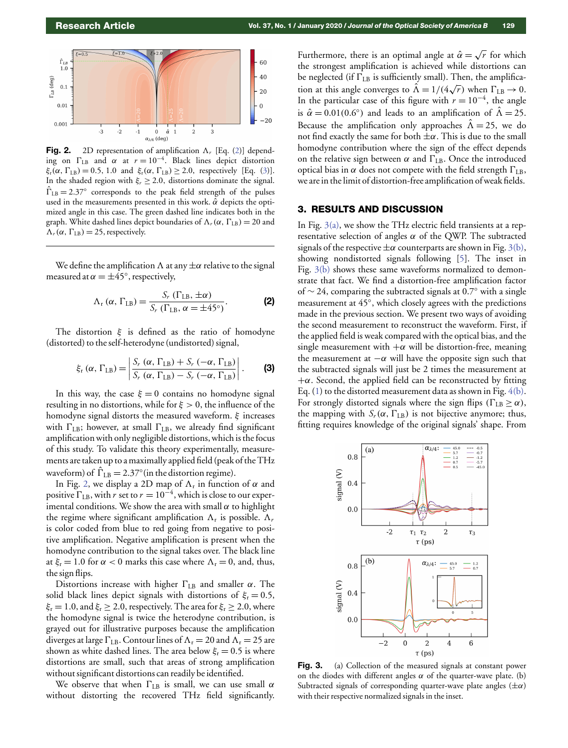**Fig. 2.** 2D representation of amplification $\Lambda_r$ [Eq. (2)] depending on $\Gamma_{LB}$ and $\alpha$ at $r = 10^{-4}$. Black lines depict distortion $\xi_r(\alpha, \Gamma_{LB}) = 0.5$, 1.0 and $\xi_r(\alpha, \Gamma_{LB}) \geq 2.0$, respectively [Eq. (3)]. In the shaded region with $\xi_r \geq 2.0$, distortions dominate the signal. $\hat{\Gamma}_{LB} = 2.37°$ corresponds to the peak field strength of the pulses used in the measurements presented in this work. $\hat{\alpha}$ depicts the optimized angle in this case. The green dashed line indicates both in the graph. White dashed lines depict boundaries of $\Lambda_r(\alpha, \Gamma_{LB}) = 20$ and $\Lambda_r(\alpha, \Gamma_{LB}) = 25$, respectively.

We define the amplification $\Lambda$ at any $\pm\alpha$ relative to the signal measured at $\alpha = \pm 45°$, respectively,

$$\Lambda_r(\alpha, \Gamma_{LB}) = \frac{S_r(\Gamma_{LB}, \pm\alpha)}{S_r(\Gamma_{LB}, \alpha = \pm 45°)}. \tag{2}$$

The distortion $\xi$ is defined as the ratio of homodyne (distorted) to the self-heterodyne (undistorted) signal,

$$\xi_r(\alpha, \Gamma_{LB}) = \left| \frac{S_r(\alpha, \Gamma_{LB}) + S_r(-\alpha, \Gamma_{LB})}{S_r(\alpha, \Gamma_{LB}) - S_r(-\alpha, \Gamma_{LB})} \right|. \tag{3}$$

In this way, the case $\xi = 0$ contains no homodyne signal resulting in no distortions, while for $\xi > 0$, the influence of the homodyne signal distorts the measured waveform. $\xi$ increases with $\Gamma_{LB}$; however, at small $\Gamma_{LB}$, we already find significant amplification with only negligible distortions, which is the focus of this study. To validate this theory experimentally, measurements are taken up to a maximally applied field (peak of the THz waveform) of $\hat{\Gamma}_{LB} = 2.37°$ (in the distortion regime).

In Fig. 2, we display a 2D map of $\Lambda_r$ in function of $\alpha$ and positive $\Gamma_{LB}$, with $r$ set to $r = 10^{-4}$, which is close to our experimental conditions. We show the area with small $\alpha$ to highlight the regime where significant amplification $\Lambda_r$ is possible. $\Lambda_r$ is color coded from blue to red going from negative to positive amplification. Negative amplification is present when the homodyne contribution to the signal takes over. The black line at $\xi_r = 1.0$ for $\alpha < 0$ marks this case where $\Lambda_r = 0$, and, thus, the sign flips.

Distortions increase with higher $\Gamma_{LB}$ and smaller $\alpha$. The solid black lines depict signals with distortions of $\xi_r = 0.5$, $\xi_r = 1.0$, and $\xi_r \geq 2.0$, respectively. The area for $\xi_r \geq 2.0$, where the homodyne signal is twice the heterodyne contribution, is grayed out for illustrative purposes because the amplification diverges at large $\Gamma_{LB}$. Contour lines of $\Lambda_r = 20$ and $\Lambda_r = 25$ are shown as white dashed lines. The area below $\xi_r = 0.5$ is where distortions are small, such that areas of strong amplification without significant distortions can readily be identified.

We observe that when $\Gamma_{LB}$ is small, we can use small $\alpha$ without distorting the recovered THz field significantly. Furthermore, there is an optimal angle at $\hat{\alpha} = \sqrt{r}$ for which the strongest amplification is achieved while distortions can be neglected (if $\Gamma_{LB}$ is sufficiently small). Then, the amplification at this angle converges to $\hat{\Lambda} = 1/(4\sqrt{r})$ when $\Gamma_{LB} \to 0$. In the particular case of this figure with $r = 10^{-4}$, the angle is $\hat{\alpha} = 0.01(0.6°)$ and leads to an amplification of $\hat{\Lambda} = 25$. Because the amplification only approaches $\hat{\Lambda} = 25$, we do not find exactly the same for both $\pm\alpha$. This is due to the small homodyne contribution where the sign of the effect depends on the relative sign between $\alpha$ and $\Gamma_{LB}$. Once the introduced optical bias in $\alpha$ does not compete with the field strength $\Gamma_{LB}$, we are in the limit of distortion-free amplification of weak fields.

## 3. RESULTS AND DISCUSSION

In Fig. 3(a), we show the THz electric field transients at a representative selection of angles $\alpha$ of the QWP. The subtracted signals of the respective $\pm\alpha$ counterparts are shown in Fig. 3(b), showing nondistorted signals following [5]. The inset in Fig. 3(b) shows these same waveforms normalized to demonstrate that fact. We find a distortion-free amplification factor of $\sim 24$, comparing the subtracted signals at 0.7° with a single measurement at 45°, which closely agrees with the predictions made in the previous section. We present two ways of avoiding the second measurement to reconstruct the waveform. First, if the applied field is weak compared with the optical bias, and the single measurement with $+\alpha$ will be distortion-free, meaning the measurement at $-\alpha$ will have the opposite sign such that the subtracted signals will just be 2 times the measurement at $+\alpha$. Second, the applied field can be reconstructed by fitting Eq. (1) to the distorted measurement data as shown in Fig. 4(b). For strongly distorted signals where the sign flips ($\Gamma_{LB} \geq \alpha$), the mapping with $S_r(\alpha, \Gamma_{LB})$ is not bijective anymore; thus, fitting requires knowledge of the original signals' shape. From

**Fig. 3.** (a) Collection of the measured signals at constant power on the diodes with different angles $\alpha$ of the quarter-wave plate. (b) Subtracted signals of corresponding quarter-wave plate angles ($\pm\alpha$) with their respective normalized signals in the inset.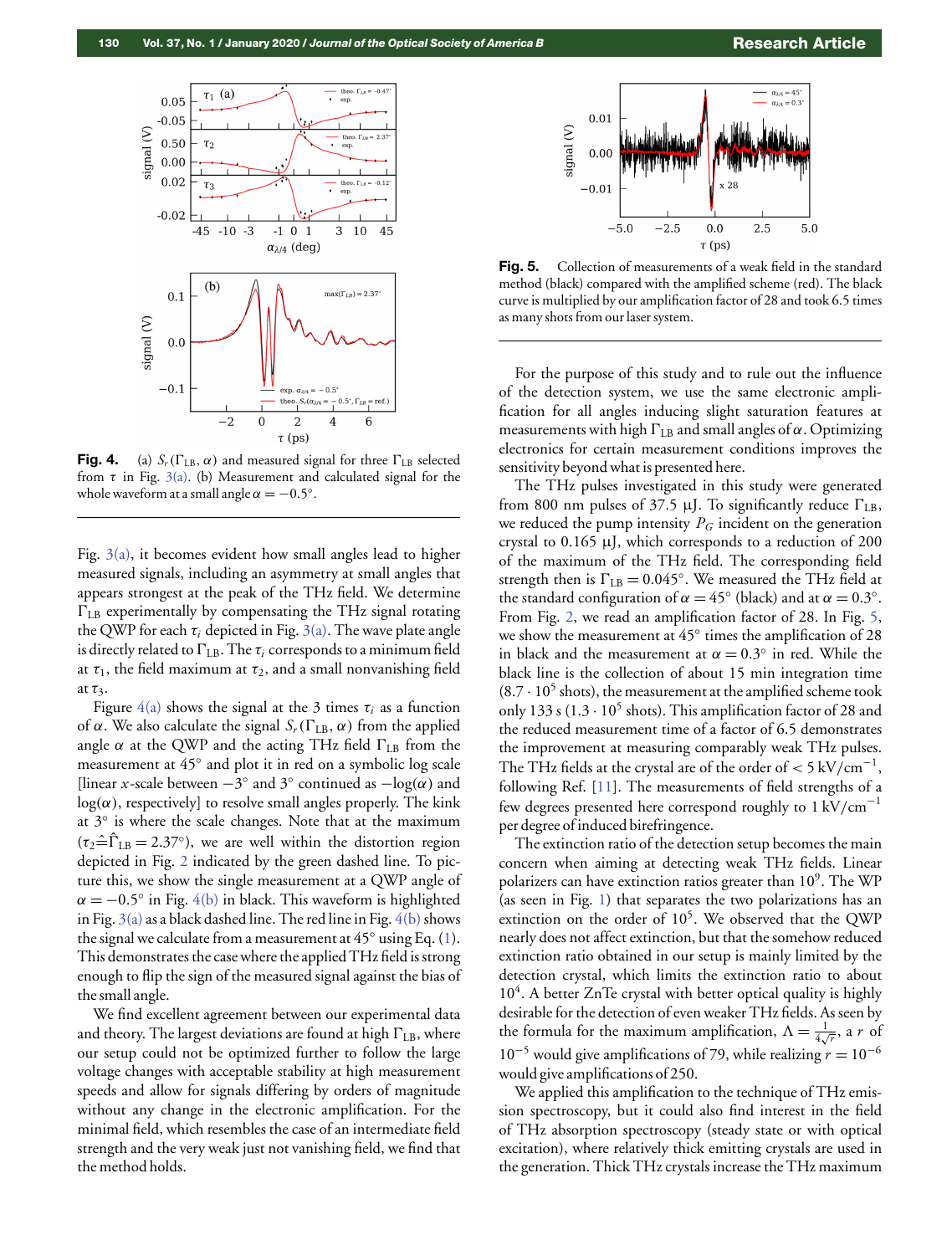**Fig. 4.** (a) $S_r(\Gamma_{LB}, \alpha)$ and measured signal for three $\Gamma_{LB}$ selected from $\tau$ in Fig. 3(a). (b) Measurement and calculated signal for the whole waveform at a small angle $\alpha = -0.5°$.

Fig. 3(a), it becomes evident how small angles lead to higher measured signals, including an asymmetry at small angles that appears strongest at the peak of the THz field. We determine $\Gamma_{LB}$ experimentally by compensating the THz signal rotating the QWP for each $\tau_i$ depicted in Fig. 3(a). The wave plate angle is directly related to $\Gamma_{LB}$. The $\tau_i$ corresponds to a minimum field at $\tau_1$, the field maximum at $\tau_2$, and a small nonvanishing field at $\tau_3$.

Figure 4(a) shows the signal at the 3 times $\tau_i$ as a function of $\alpha$. We also calculate the signal $S_r(\Gamma_{LB}, \alpha)$ from the applied angle $\alpha$ at the QWP and the acting THz field $\Gamma_{LB}$ from the measurement at 45° and plot it in red on a symbolic log scale [linear $x$-scale between −3° and 3° continued as $-\log(\alpha)$ and $\log(\alpha)$, respectively] to resolve small angles properly. The kink at 3° is where the scale changes. Note that at the maximum ($\tau_2 \hat{=} \hat{\Gamma}_{LB} = 2.37°$), we are well within the distortion region depicted in Fig. 2 indicated by the green dashed line. To picture this, we show the single measurement at a QWP angle of $\alpha = -0.5°$ in Fig. 4(b) in black. This waveform is highlighted in Fig. 3(a) as a black dashed line. The red line in Fig. 4(b) shows the signal we calculate from a measurement at 45° using Eq. (1). This demonstrates the case where the applied THz field is strong enough to flip the sign of the measured signal against the bias of the small angle.

We find excellent agreement between our experimental data and theory. The largest deviations are found at high $\Gamma_{LB}$, where our setup could not be optimized further to follow the large voltage changes with acceptable stability at high measurement speeds and allow for signals differing by orders of magnitude without any change in the electronic amplification. For the minimal field, which resembles the case of an intermediate field strength and the very weak just not vanishing field, we find that the method holds.

**Fig. 5.** Collection of measurements of a weak field in the standard method (black) compared with the amplified scheme (red). The black curve is multiplied by our amplification factor of 28 and took 6.5 times as many shots from our laser system.

For the purpose of this study and to rule out the influence of the detection system, we use the same electronic amplification for all angles inducing slight saturation features at measurements with high $\Gamma_{LB}$ and small angles of $\alpha$. Optimizing electronics for certain measurement conditions improves the sensitivity beyond what is presented here.

The THz pulses investigated in this study were generated from 800 nm pulses of 37.5 µJ. To significantly reduce $\Gamma_{LB}$, we reduced the pump intensity $P_G$ incident on the generation crystal to 0.165 µJ, which corresponds to a reduction of 200 of the maximum of the THz field. The corresponding field strength then is $\Gamma_{LB} = 0.045°$. We measured the THz field at the standard configuration of $\alpha = 45°$ (black) and at $\alpha = 0.3°$. From Fig. 2, we read an amplification factor of 28. In Fig. 5, we show the measurement at 45° times the amplification of 28 in black and the measurement at $\alpha = 0.3°$ in red. While the black line is the collection of about 15 min integration time ($8.7 \cdot 10^5$ shots), the measurement at the amplified scheme took only 133 s ($1.3 \cdot 10^5$ shots). This amplification factor of 28 and the reduced measurement time of a factor of 6.5 demonstrates the improvement at measuring comparably weak THz pulses. The THz fields at the crystal are of the order of $< 5$ kV/cm$^{-1}$, following Ref. [11]. The measurements of field strengths of a few degrees presented here correspond roughly to 1 kV/cm$^{-1}$ per degree of induced birefringence.

The extinction ratio of the detection setup becomes the main concern when aiming at detecting weak THz fields. Linear polarizers can have extinction ratios greater than $10^9$. The WP (as seen in Fig. 1) that separates the two polarizations has an extinction on the order of $10^5$. We observed that the QWP nearly does not affect extinction, but that the somehow reduced extinction ratio obtained in our setup is mainly limited by the detection crystal, which limits the extinction ratio to about $10^4$. A better ZnTe crystal with better optical quality is highly desirable for the detection of even weaker THz fields. As seen by the formula for the maximum amplification, $\Lambda = \frac{1}{4\sqrt{r}}$, a $r$ of $10^{-5}$ would give amplifications of 79, while realizing $r = 10^{-6}$ would give amplifications of 250.

We applied this amplification to the technique of THz emission spectroscopy, but it could also find interest in the field of THz absorption spectroscopy (steady state or with optical excitation), where relatively thick emitting crystals are used in the generation. Thick THz crystals increase the THz maximum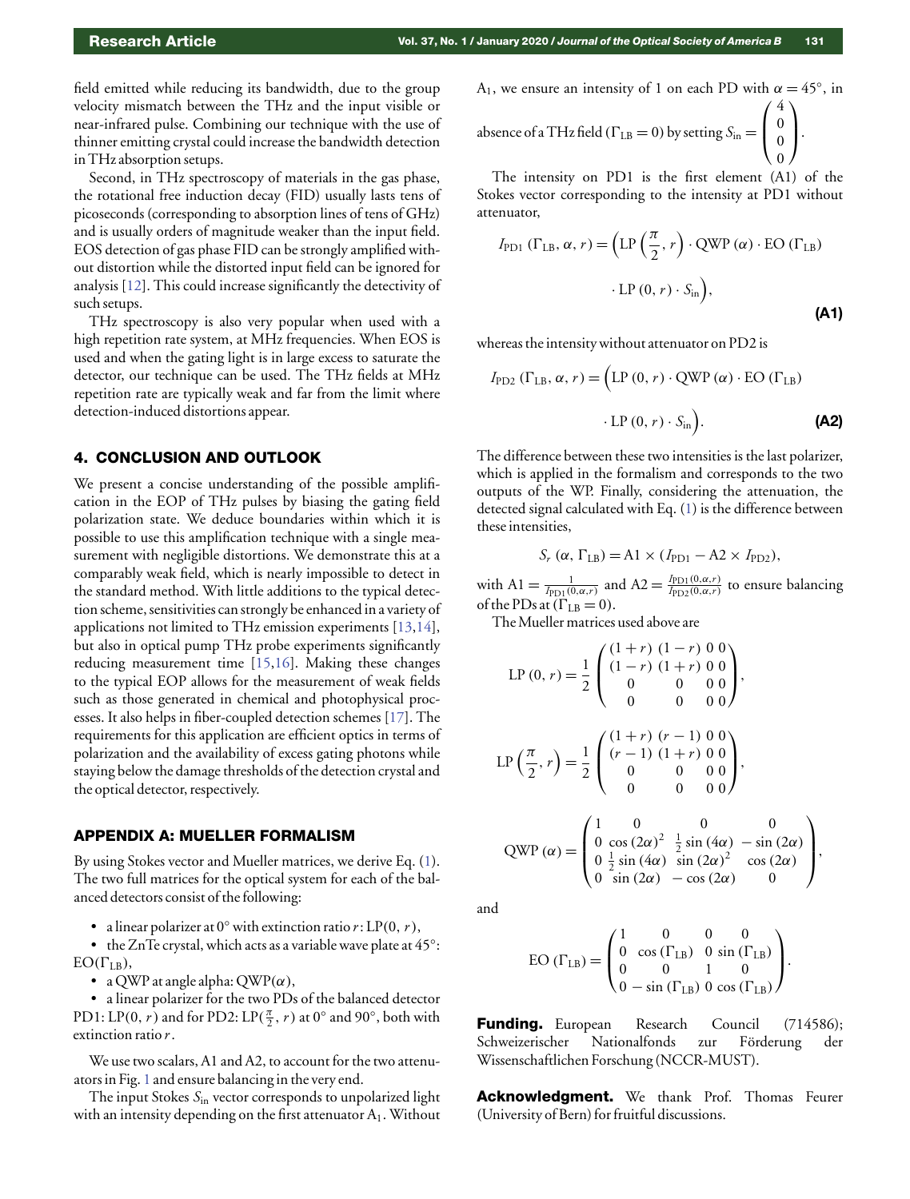field emitted while reducing its bandwidth, due to the group velocity mismatch between the THz and the input visible or near-infrared pulse. Combining our technique with the use of thinner emitting crystal could increase the bandwidth detection in THz absorption setups.

Second, in THz spectroscopy of materials in the gas phase, the rotational free induction decay (FID) usually lasts tens of picoseconds (corresponding to absorption lines of tens of GHz) and is usually orders of magnitude weaker than the input field. EOS detection of gas phase FID can be strongly amplified without distortion while the distorted input field can be ignored for analysis [12]. This could increase significantly the detectivity of such setups.

THz spectroscopy is also very popular when used with a high repetition rate system, at MHz frequencies. When EOS is used and when the gating light is in large excess to saturate the detector, our technique can be used. The THz fields at MHz repetition rate are typically weak and far from the limit where detection-induced distortions appear.

## 4. CONCLUSION AND OUTLOOK

We present a concise understanding of the possible amplification in the EOP of THz pulses by biasing the gating field polarization state. We deduce boundaries within which it is possible to use this amplification technique with a single measurement with negligible distortions. We demonstrate this at a comparably weak field, which is nearly impossible to detect in the standard method. With little additions to the typical detection scheme, sensitivities can strongly be enhanced in a variety of applications not limited to THz emission experiments [13,14], but also in optical pump THz probe experiments significantly reducing measurement time [15,16]. Making these changes to the typical EOP allows for the measurement of weak fields such as those generated in chemical and photophysical processes. It also helps in fiber-coupled detection schemes [17]. The requirements for this application are efficient optics in terms of polarization and the availability of excess gating photons while staying below the damage thresholds of the detection crystal and the optical detector, respectively.

## APPENDIX A: MUELLER FORMALISM

By using Stokes vector and Mueller matrices, we derive Eq. (1). The two full matrices for the optical system for each of the balanced detectors consist of the following:

- a linear polarizer at 0° with extinction ratio $r$: LP$(0, r)$,
- the ZnTe crystal, which acts as a variable wave plate at 45°: EO$(\Gamma_{\mathrm{LB}})$,
- a QWP at angle alpha: QWP$(\alpha)$,
- a linear polarizer for the two PDs of the balanced detector PD1: LP$(0, r)$ and for PD2: LP$(\frac{\pi}{2}, r)$ at 0° and 90°, both with extinction ratio $r$.

We use two scalars, A1 and A2, to account for the two attenuators in Fig. 1 and ensure balancing in the very end.

The input Stokes $S_{\mathrm{in}}$ vector corresponds to unpolarized light with an intensity depending on the first attenuator $A_1$. Without $A_1$, we ensure an intensity of 1 on each PD with $\alpha = 45°$, in absence of a THz field ($\Gamma_{\mathrm{LB}} = 0$) by setting $S_{\mathrm{in}} = \begin{pmatrix} 4 \\ 0 \\ 0 \\ 0 \end{pmatrix}$.

The intensity on PD1 is the first element (A1) of the Stokes vector corresponding to the intensity at PD1 without attenuator,

$$I_{\mathrm{PD1}}\,(\Gamma_{\mathrm{LB}}, \alpha, r) = \left(\mathrm{LP}\left(\frac{\pi}{2}, r\right) \cdot \mathrm{QWP}\,(\alpha) \cdot \mathrm{EO}\,(\Gamma_{\mathrm{LB}}) \cdot \mathrm{LP}\,(0, r) \cdot S_{\mathrm{in}}\right), \tag{A1}$$

whereas the intensity without attenuator on PD2 is

$$I_{\mathrm{PD2}}\,(\Gamma_{\mathrm{LB}}, \alpha, r) = \left(\mathrm{LP}\,(0, r) \cdot \mathrm{QWP}\,(\alpha) \cdot \mathrm{EO}\,(\Gamma_{\mathrm{LB}}) \cdot \mathrm{LP}\,(0, r) \cdot S_{\mathrm{in}}\right). \tag{A2}$$

The difference between these two intensities is the last polarizer, which is applied in the formalism and corresponds to the two outputs of the WP. Finally, considering the attenuation, the detected signal calculated with Eq. (1) is the difference between these intensities,

$$S_r\,(\alpha, \Gamma_{\mathrm{LB}}) = \mathrm{A1} \times (I_{\mathrm{PD1}} - \mathrm{A2} \times I_{\mathrm{PD2}}),$$

with $\mathrm{A1} = \frac{1}{I_{\mathrm{PD1}}(0,\alpha,r)}$ and $\mathrm{A2} = \frac{I_{\mathrm{PD1}}(0,\alpha,r)}{I_{\mathrm{PD2}}(0,\alpha,r)}$ to ensure balancing of the PDs at ($\Gamma_{\mathrm{LB}} = 0$).

The Mueller matrices used above are

$$\mathrm{LP}\,(0, r) = \frac{1}{2}\begin{pmatrix} (1+r) & (1-r) & 0 & 0 \\ (1-r) & (1+r) & 0 & 0 \\ 0 & 0 & 0 & 0 \\ 0 & 0 & 0 & 0 \end{pmatrix},$$

$$\mathrm{LP}\left(\frac{\pi}{2}, r\right) = \frac{1}{2}\begin{pmatrix} (1+r) & (r-1) & 0 & 0 \\ (r-1) & (1+r) & 0 & 0 \\ 0 & 0 & 0 & 0 \\ 0 & 0 & 0 & 0 \end{pmatrix},$$

$$\mathrm{QWP}\,(\alpha) = \begin{pmatrix} 1 & 0 & 0 & 0 \\ 0 & \cos(2\alpha)^2 & \frac{1}{2}\sin(4\alpha) & -\sin(2\alpha) \\ 0 & \frac{1}{2}\sin(4\alpha) & \sin(2\alpha)^2 & \cos(2\alpha) \\ 0 & \sin(2\alpha) & -\cos(2\alpha) & 0 \end{pmatrix},$$

and

$$\mathrm{EO}\,(\Gamma_{\mathrm{LB}}) = \begin{pmatrix} 1 & 0 & 0 & 0 \\ 0 & \cos(\Gamma_{\mathrm{LB}}) & 0 & \sin(\Gamma_{\mathrm{LB}}) \\ 0 & 0 & 1 & 0 \\ 0 & -\sin(\Gamma_{\mathrm{LB}}) & 0 & \cos(\Gamma_{\mathrm{LB}}) \end{pmatrix}.$$

**Funding.** European Research Council (714586); Schweizerischer Nationalfonds zur Förderung der Wissenschaftlichen Forschung (NCCR-MUST).

**Acknowledgment.** We thank Prof. Thomas Feurer (University of Bern) for fruitful discussions.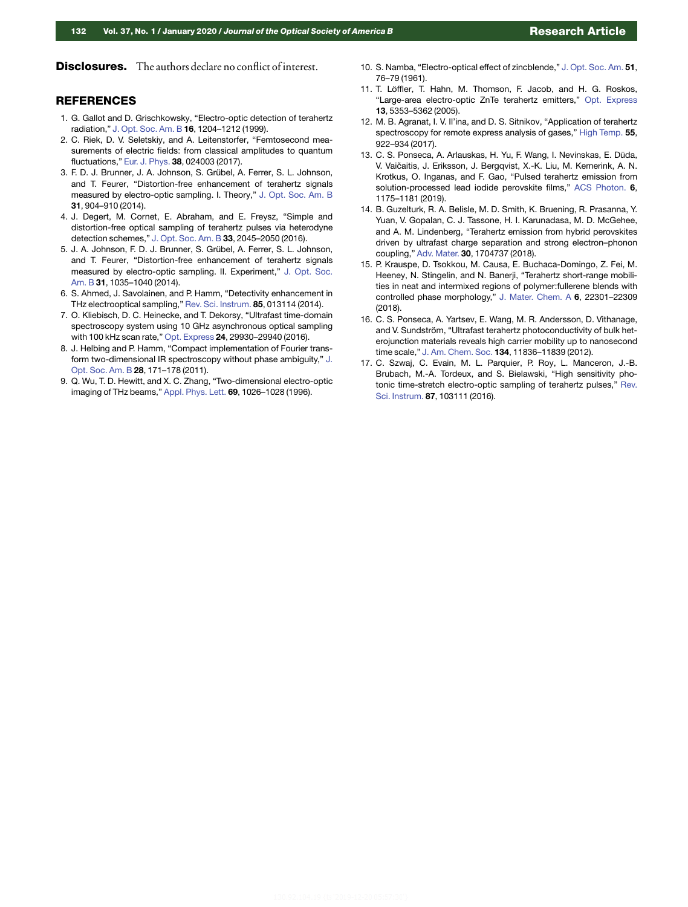**Disclosures.** The authors declare no conflict of interest.

## REFERENCES

1. G. Gallot and D. Grischkowsky, "Electro-optic detection of terahertz radiation," J. Opt. Soc. Am. B **16**, 1204–1212 (1999).
2. C. Riek, D. V. Seletskiy, and A. Leitenstorfer, "Femtosecond measurements of electric fields: from classical amplitudes to quantum fluctuations," Eur. J. Phys. **38**, 024003 (2017).
3. F. D. J. Brunner, J. A. Johnson, S. Grübel, A. Ferrer, S. L. Johnson, and T. Feurer, "Distortion-free enhancement of terahertz signals measured by electro-optic sampling. I. Theory," J. Opt. Soc. Am. B **31**, 904–910 (2014).
4. J. Degert, M. Cornet, E. Abraham, and E. Freysz, "Simple and distortion-free optical sampling of terahertz pulses via heterodyne detection schemes," J. Opt. Soc. Am. B **33**, 2045–2050 (2016).
5. J. A. Johnson, F. D. J. Brunner, S. Grübel, A. Ferrer, S. L. Johnson, and T. Feurer, "Distortion-free enhancement of terahertz signals measured by electro-optic sampling. II. Experiment," J. Opt. Soc. Am. B **31**, 1035–1040 (2014).
6. S. Ahmed, J. Savolainen, and P. Hamm, "Detectivity enhancement in THz electrooptical sampling," Rev. Sci. Instrum. **85**, 013114 (2014).
7. O. Kliebisch, D. C. Heinecke, and T. Dekorsy, "Ultrafast time-domain spectroscopy system using 10 GHz asynchronous optical sampling with 100 kHz scan rate," Opt. Express **24**, 29930–29940 (2016).
8. J. Helbing and P. Hamm, "Compact implementation of Fourier transform two-dimensional IR spectroscopy without phase ambiguity," J. Opt. Soc. Am. B **28**, 171–178 (2011).
9. Q. Wu, T. D. Hewitt, and X. C. Zhang, "Two-dimensional electro-optic imaging of THz beams," Appl. Phys. Lett. **69**, 1026–1028 (1996).
10. S. Namba, "Electro-optical effect of zincblende," J. Opt. Soc. Am. **51**, 76–79 (1961).
11. T. Löffler, T. Hahn, M. Thomson, F. Jacob, and H. G. Roskos, "Large-area electro-optic ZnTe terahertz emitters," Opt. Express **13**, 5353–5362 (2005).
12. M. B. Agranat, I. V. Il'ina, and D. S. Sitnikov, "Application of terahertz spectroscopy for remote express analysis of gases," High Temp. **55**, 922–934 (2017).
13. C. S. Ponseca, A. Arlauskas, H. Yu, F. Wang, I. Nevinskas, E. Dūda, V. Vaičaitis, J. Eriksson, J. Bergqvist, X.-K. Liu, M. Kemerink, A. N. Krotkus, O. Inganas, and F. Gao, "Pulsed terahertz emission from solution-processed lead iodide perovskite films," ACS Photon. **6**, 1175–1181 (2019).
14. B. Guzelturk, R. A. Belisle, M. D. Smith, K. Bruening, R. Prasanna, Y. Yuan, V. Gopalan, C. J. Tassone, H. I. Karunadasa, M. D. McGehee, and A. M. Lindenberg, "Terahertz emission from hybrid perovskites driven by ultrafast charge separation and strong electron–phonon coupling," Adv. Mater. **30**, 1704737 (2018).
15. P. Krauspe, D. Tsokkou, M. Causa, E. Buchaca-Domingo, Z. Fei, M. Heeney, N. Stingelin, and N. Banerji, "Terahertz short-range mobilities in neat and intermixed regions of polymer:fullerene blends with controlled phase morphology," J. Mater. Chem. A **6**, 22301–22309 (2018).
16. C. S. Ponseca, A. Yartsev, E. Wang, M. R. Andersson, D. Vithanage, and V. Sundström, "Ultrafast terahertz photoconductivity of bulk heterojunction materials reveals high carrier mobility up to nanosecond time scale," J. Am. Chem. Soc. **134**, 11836–11839 (2012).
17. C. Szwaj, C. Evain, M. L. Parquier, P. Roy, L. Manceron, J.-B. Brubach, M.-A. Tordeux, and S. Bielawski, "High sensitivity photonic time-stretch electro-optic sampling of terahertz pulses," Rev. Sci. Instrum. **87**, 103111 (2016).